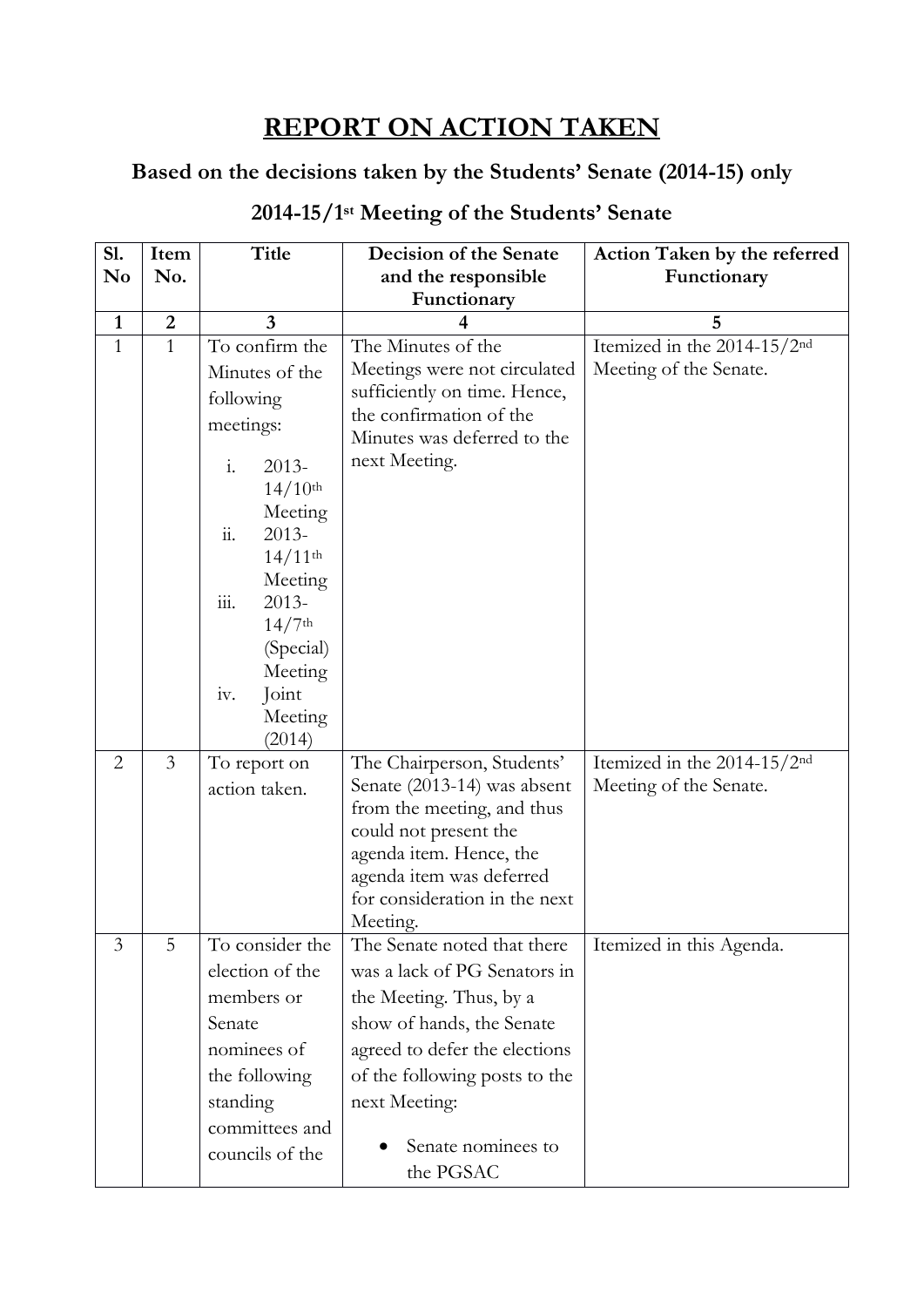# REPORT ON ACTION TAKEN

## Based on the decisions taken by the Students' Senate (2014-15) only

### 2014-15/1st Meeting of the Students' Senate

| Sl. No | Item No. | Title | Decision of the Senate and the responsible Functionary | Action Taken by the referred Functionary |
|---|---|---|---|---|
| 1 | 2 | 3 | 4 | 5 |
| 1 | 1 | To confirm the Minutes of the following meetings: i. 2013-14/10th Meeting ii. 2013-14/11th Meeting iii. 2013-14/7th (Special) Meeting iv. Joint Meeting (2014) | The Minutes of the Meetings were not circulated sufficiently on time. Hence, the confirmation of the Minutes was deferred to the next Meeting. | Itemized in the 2014-15/2nd Meeting of the Senate. |
| 2 | 3 | To report on action taken. | The Chairperson, Students' Senate (2013-14) was absent from the meeting, and thus could not present the agenda item. Hence, the agenda item was deferred for consideration in the next Meeting. | Itemized in the 2014-15/2nd Meeting of the Senate. |
| 3 | 5 | To consider the election of the members or Senate nominees of the following standing committees and councils of the | The Senate noted that there was a lack of PG Senators in the Meeting. Thus, by a show of hands, the Senate agreed to defer the elections of the following posts to the next Meeting: • Senate nominees to the PGSAC | Itemized in this Agenda. |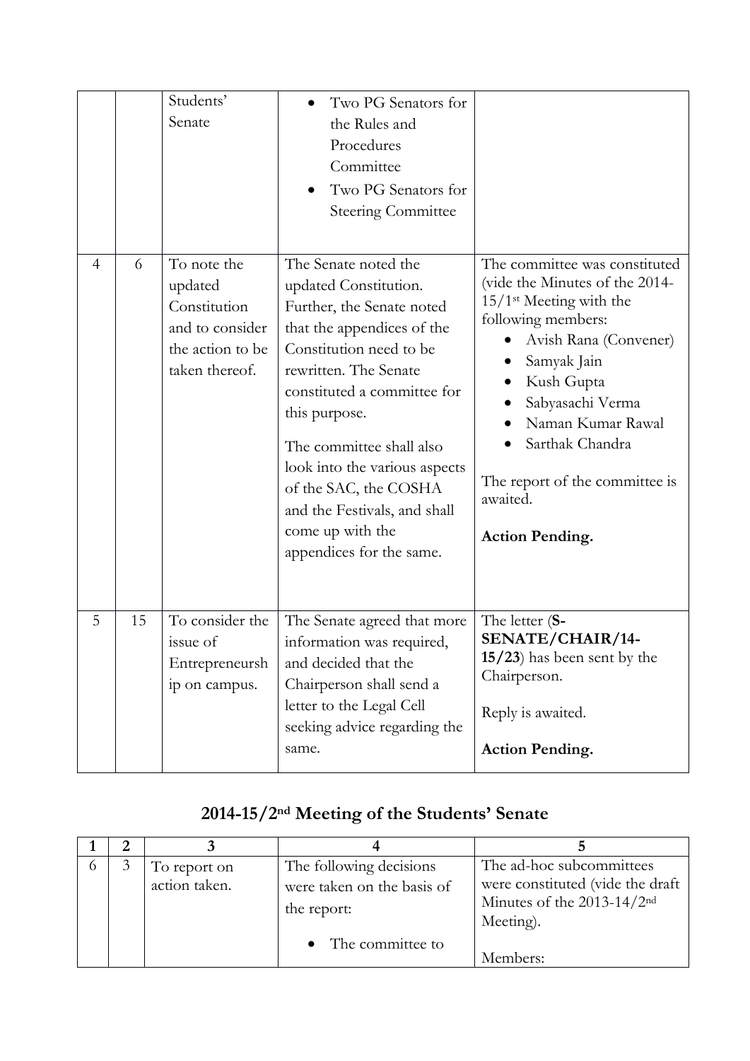| | | | | |
|---|---|---|---|---|
| | | Students' Senate | • Two PG Senators for the Rules and Procedures Committee<br>• Two PG Senators for Steering Committee | |
| 4 | 6 | To note the updated Constitution and to consider the action to be taken thereof. | The Senate noted the updated Constitution. Further, the Senate noted that the appendices of the Constitution need to be rewritten. The Senate constituted a committee for this purpose.<br><br>The committee shall also look into the various aspects of the SAC, the COSHA and the Festivals, and shall come up with the appendices for the same. | The committee was constituted (vide the Minutes of the 2014-15/1st Meeting with the following members:<br>• Avish Rana (Convener)<br>• Samyak Jain<br>• Kush Gupta<br>• Sabyasachi Verma<br>• Naman Kumar Rawal<br>• Sarthak Chandra<br><br>The report of the committee is awaited.<br><br>**Action Pending.** |
| 5 | 15 | To consider the issue of Entrepreneurship on campus. | The Senate agreed that more information was required, and decided that the Chairperson shall send a letter to the Legal Cell seeking advice regarding the same. | The letter (**S-SENATE/CHAIR/14-15/23**) has been sent by the Chairperson.<br><br>Reply is awaited.<br><br>**Action Pending.** |

## 2014-15/2nd Meeting of the Students' Senate

| 1 | 2 | 3 | 4 | 5 |
|---|---|---|---|---|
| 6 | 3 | To report on action taken. | The following decisions were taken on the basis of the report:<br>• The committee to | The ad-hoc subcommittees were constituted (vide the draft Minutes of the 2013-14/2nd Meeting).<br><br>Members: |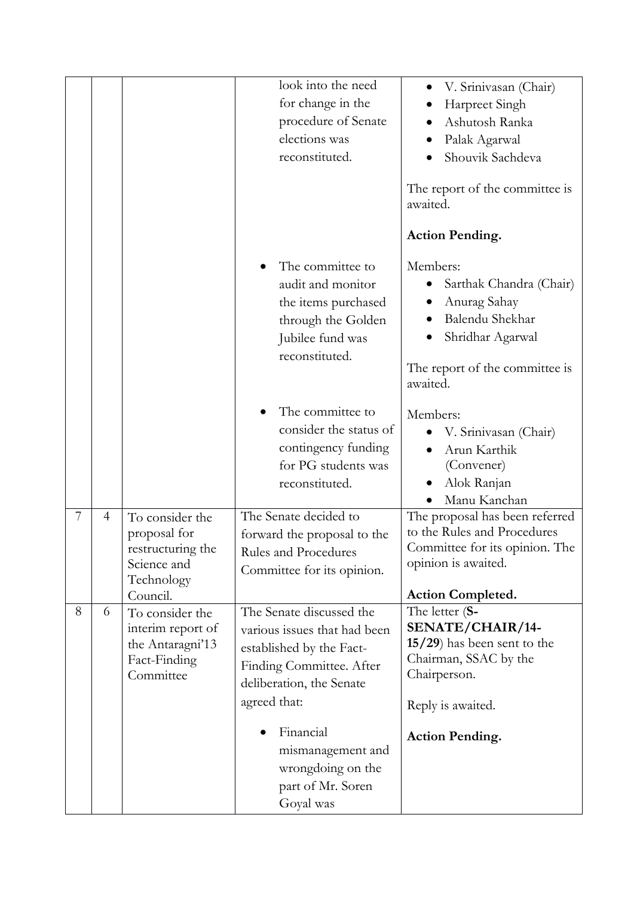| | | | | |
|---|---|---|---|---|
| | | | look into the need for change in the procedure of Senate elections was reconstituted. | • V. Srinivasan (Chair)<br>• Harpreet Singh<br>• Ashutosh Ranka<br>• Palak Agarwal<br>• Shouvik Sachdeva<br><br>The report of the committee is awaited.<br><br>**Action Pending.** |
| | | | • The committee to audit and monitor the items purchased through the Golden Jubilee fund was reconstituted. | Members:<br>• Sarthak Chandra (Chair)<br>• Anurag Sahay<br>• Balendu Shekhar<br>• Shridhar Agarwal<br><br>The report of the committee is awaited. |
| | | | • The committee to consider the status of contingency funding for PG students was reconstituted. | Members:<br>• V. Srinivasan (Chair)<br>• Arun Karthik (Convener)<br>• Alok Ranjan<br>• Manu Kanchan |
| 7 | 4 | To consider the proposal for restructuring the Science and Technology Council. | The Senate decided to forward the proposal to the Rules and Procedures Committee for its opinion. | The proposal has been referred to the Rules and Procedures Committee for its opinion. The opinion is awaited.<br><br>**Action Completed.** |
| 8 | 6 | To consider the interim report of the Antaragni'13 Fact-Finding Committee | The Senate discussed the various issues that had been established by the Fact-Finding Committee. After deliberation, the Senate agreed that:<br><br>• Financial mismanagement and wrongdoing on the part of Mr. Soren Goyal was | The letter (**S-SENATE/CHAIR/14-15/29**) has been sent to the Chairman, SSAC by the Chairperson.<br><br>Reply is awaited.<br><br>**Action Pending.** |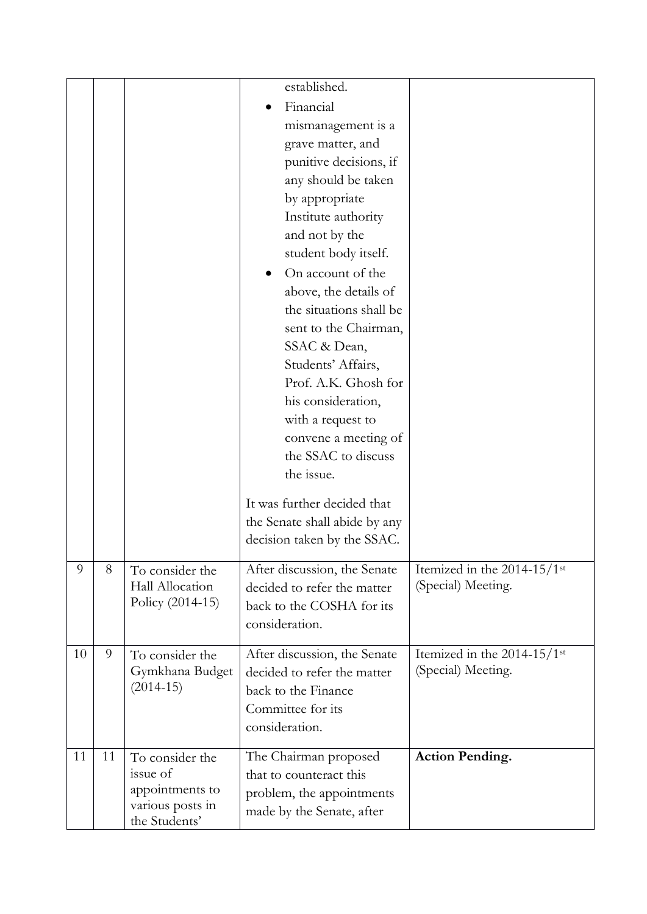| | | | | |
|---|---|---|---|---|
| | | | established.<br>• Financial mismanagement is a grave matter, and punitive decisions, if any should be taken by appropriate Institute authority and not by the student body itself.<br>• On account of the above, the details of the situations shall be sent to the Chairman, SSAC & Dean, Students' Affairs, Prof. A.K. Ghosh for his consideration, with a request to convene a meeting of the SSAC to discuss the issue.<br><br>It was further decided that the Senate shall abide by any decision taken by the SSAC. | |
| 9 | 8 | To consider the Hall Allocation Policy (2014-15) | After discussion, the Senate decided to refer the matter back to the COSHA for its consideration. | Itemized in the 2014-15/1st (Special) Meeting. |
| 10 | 9 | To consider the Gymkhana Budget (2014-15) | After discussion, the Senate decided to refer the matter back to the Finance Committee for its consideration. | Itemized in the 2014-15/1st (Special) Meeting. |
| 11 | 11 | To consider the issue of appointments to various posts in the Students' | The Chairman proposed that to counteract this problem, the appointments made by the Senate, after | **Action Pending.** |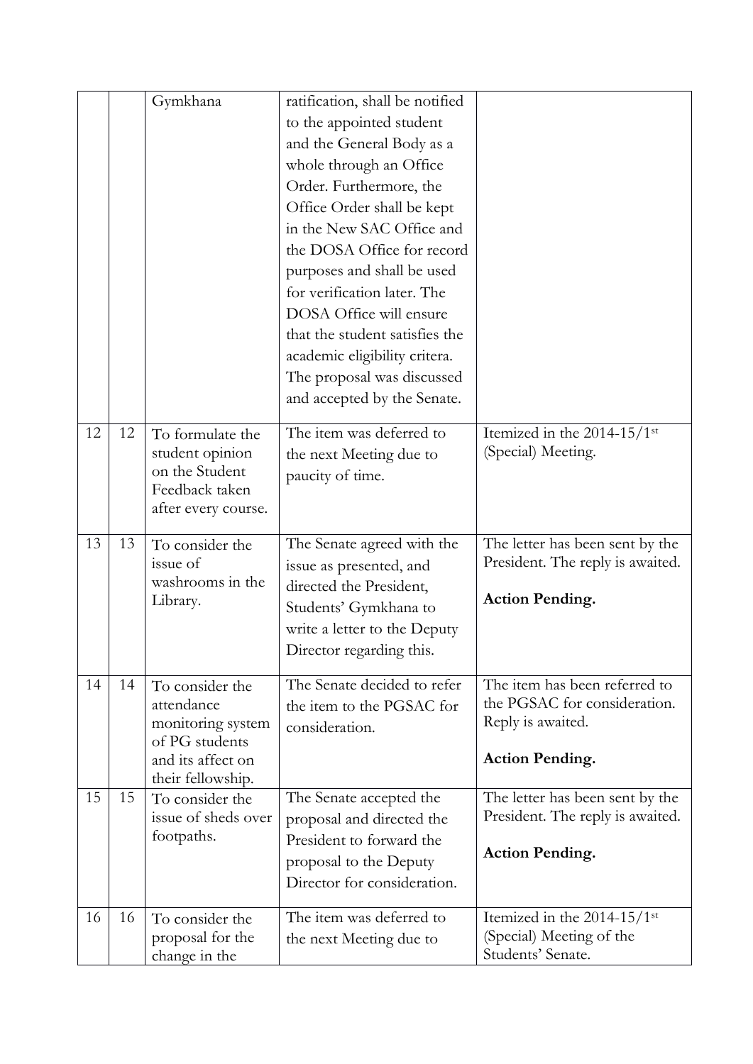| | | | | |
|---|---|---|---|---|
| | | Gymkhana | ratification, shall be notified to the appointed student and the General Body as a whole through an Office Order. Furthermore, the Office Order shall be kept in the New SAC Office and the DOSA Office for record purposes and shall be used for verification later. The DOSA Office will ensure that the student satisfies the academic eligibility critera. The proposal was discussed and accepted by the Senate. | |
| 12 | 12 | To formulate the student opinion on the Student Feedback taken after every course. | The item was deferred to the next Meeting due to paucity of time. | Itemized in the 2014-15/1st (Special) Meeting. |
| 13 | 13 | To consider the issue of washrooms in the Library. | The Senate agreed with the issue as presented, and directed the President, Students' Gymkhana to write a letter to the Deputy Director regarding this. | The letter has been sent by the President. The reply is awaited. **Action Pending.** |
| 14 | 14 | To consider the attendance monitoring system of PG students and its affect on their fellowship. | The Senate decided to refer the item to the PGSAC for consideration. | The item has been referred to the PGSAC for consideration. Reply is awaited. **Action Pending.** |
| 15 | 15 | To consider the issue of sheds over footpaths. | The Senate accepted the proposal and directed the President to forward the proposal to the Deputy Director for consideration. | The letter has been sent by the President. The reply is awaited. **Action Pending.** |
| 16 | 16 | To consider the proposal for the change in the | The item was deferred to the next Meeting due to | Itemized in the 2014-15/1st (Special) Meeting of the Students' Senate. |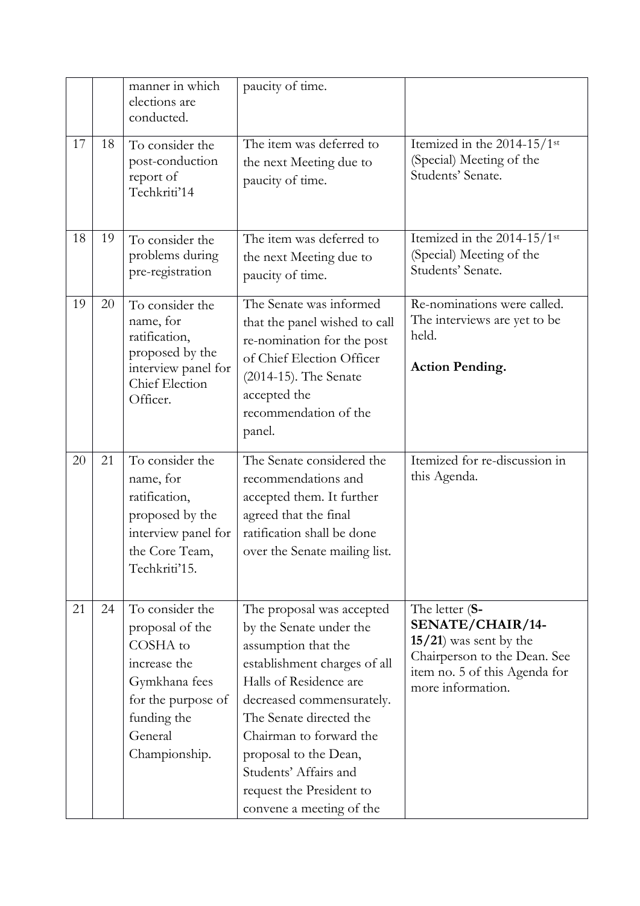| | | | | |
|---|---|---|---|---|
| | | manner in which elections are conducted. | paucity of time. | |
| 17 | 18 | To consider the post-conduction report of Techkriti'14 | The item was deferred to the next Meeting due to paucity of time. | Itemized in the 2014-15/1st (Special) Meeting of the Students' Senate. |
| 18 | 19 | To consider the problems during pre-registration | The item was deferred to the next Meeting due to paucity of time. | Itemized in the 2014-15/1st (Special) Meeting of the Students' Senate. |
| 19 | 20 | To consider the name, for ratification, proposed by the interview panel for Chief Election Officer. | The Senate was informed that the panel wished to call re-nomination for the post of Chief Election Officer (2014-15). The Senate accepted the recommendation of the panel. | Re-nominations were called. The interviews are yet to be held. **Action Pending.** |
| 20 | 21 | To consider the name, for ratification, proposed by the interview panel for the Core Team, Techkriti'15. | The Senate considered the recommendations and accepted them. It further agreed that the final ratification shall be done over the Senate mailing list. | Itemized for re-discussion in this Agenda. |
| 21 | 24 | To consider the proposal of the COSHA to increase the Gymkhana fees for the purpose of funding the General Championship. | The proposal was accepted by the Senate under the assumption that the establishment charges of all Halls of Residence are decreased commensurately. The Senate directed the Chairman to forward the proposal to the Dean, Students' Affairs and request the President to convene a meeting of the | The letter (**S-SENATE/CHAIR/14-15/21**) was sent by the Chairperson to the Dean. See item no. 5 of this Agenda for more information. |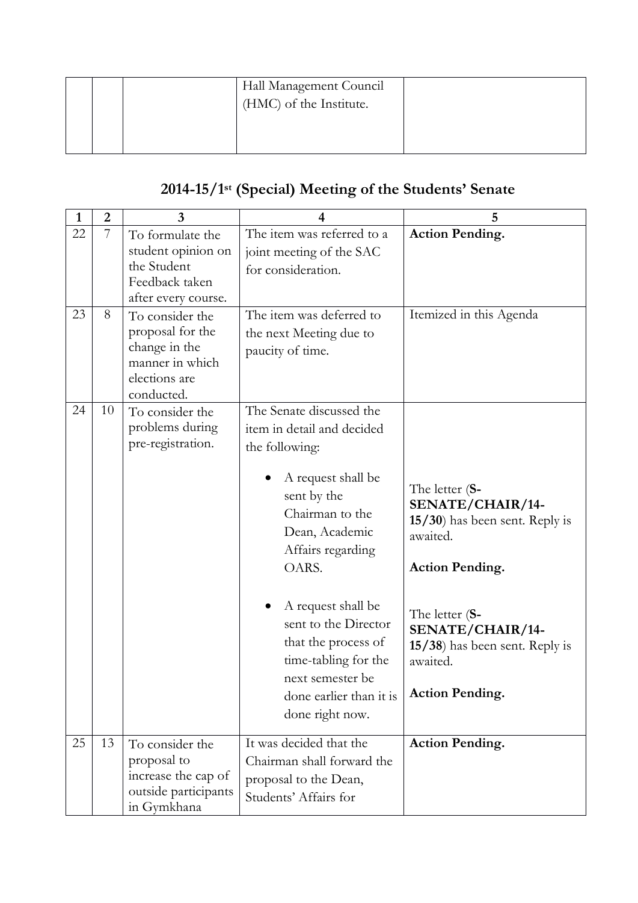| | | | Hall Management Council (HMC) of the Institute. | |
|---|---|---|---|---|

## 2014-15/1st (Special) Meeting of the Students' Senate

| 1 | 2 | 3 | 4 | 5 |
|---|---|---|---|---|
| 22 | 7 | To formulate the student opinion on the Student Feedback taken after every course. | The item was referred to a joint meeting of the SAC for consideration. | **Action Pending.** |
| 23 | 8 | To consider the proposal for the change in the manner in which elections are conducted. | The item was deferred to the next Meeting due to paucity of time. | Itemized in this Agenda |
| 24 | 10 | To consider the problems during pre-registration. | The Senate discussed the item in detail and decided the following: <br>• A request shall be sent by the Chairman to the Dean, Academic Affairs regarding OARS. <br>• A request shall be sent to the Director that the process of time-tabling for the next semester be done earlier than it is done right now. | The letter (**S-SENATE/CHAIR/14-15/30**) has been sent. Reply is awaited. <br>**Action Pending.** <br>The letter (**S-SENATE/CHAIR/14-15/38**) has been sent. Reply is awaited. <br>**Action Pending.** |
| 25 | 13 | To consider the proposal to increase the cap of outside participants in Gymkhana | It was decided that the Chairman shall forward the proposal to the Dean, Students' Affairs for | **Action Pending.** |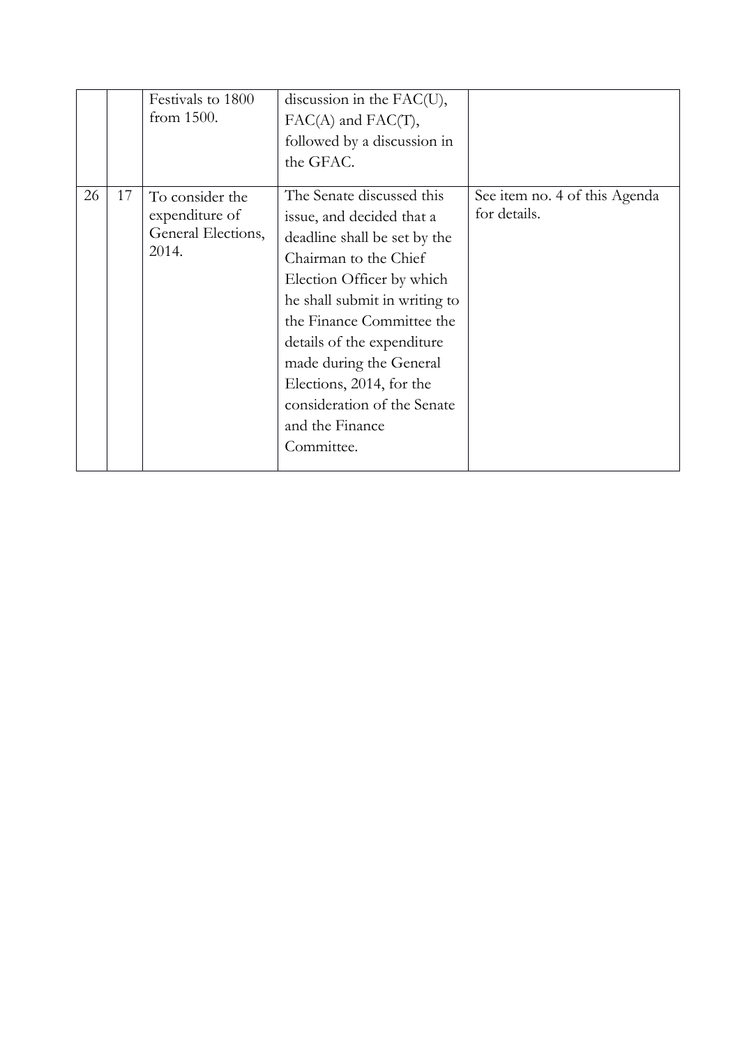| | | | | |
|---|---|---|---|---|
| | | Festivals to 1800 from 1500. | discussion in the FAC(U), FAC(A) and FAC(T), followed by a discussion in the GFAC. | |
| 26 | 17 | To consider the expenditure of General Elections, 2014. | The Senate discussed this issue, and decided that a deadline shall be set by the Chairman to the Chief Election Officer by which he shall submit in writing to the Finance Committee the details of the expenditure made during the General Elections, 2014, for the consideration of the Senate and the Finance Committee. | See item no. 4 of this Agenda for details. |